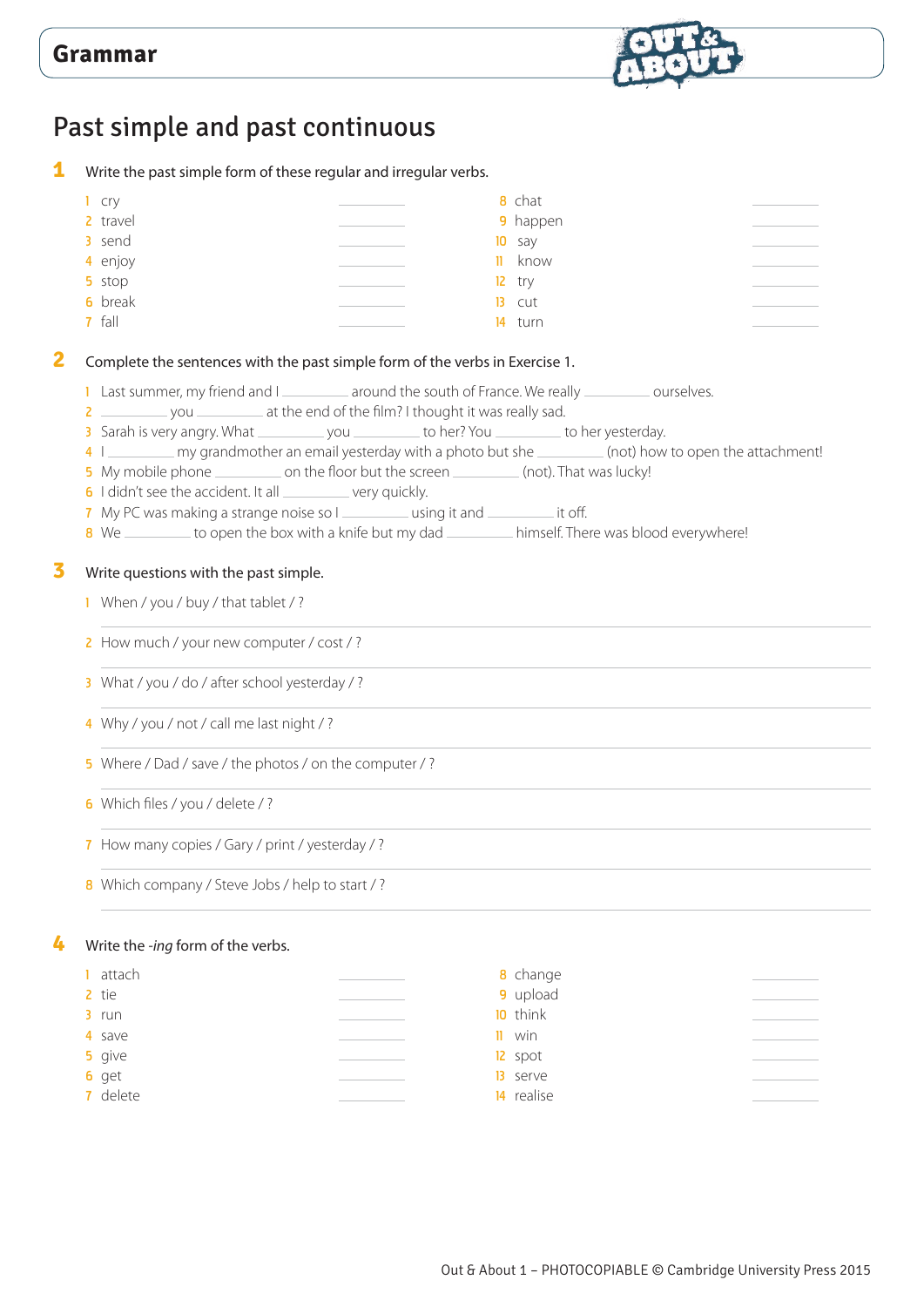# Grammar

## Past simple and past continuous

**1** Write the past simple form of these regular and irregular verbs.

1 cry ________
2 travel ________
3 send ________
4 enjoy ________
5 stop ________
6 break ________
7 fall ________
8 chat ________
9 happen ________
10 say ________
11 know ________
12 try ________
13 cut ________
14 turn ________

**2** Complete the sentences with the past simple form of the verbs in Exercise 1.

1 Last summer, my friend and I ________ around the south of France. We really ________ ourselves.
2 ________ you ________ at the end of the film? I thought it was really sad.
3 Sarah is very angry. What ________ you ________ to her? You ________ to her yesterday.
4 I ________ my grandmother an email yesterday with a photo but she ________ (not) how to open the attachment!
5 My mobile phone ________ on the floor but the screen ________ (not). That was lucky!
6 I didn't see the accident. It all ________ very quickly.
7 My PC was making a strange noise so I ________ using it and ________ it off.
8 We ________ to open the box with a knife but my dad ________ himself. There was blood everywhere!

**3** Write questions with the past simple.

1 When / you / buy / that tablet / ?
________________________________________
2 How much / your new computer / cost / ?
________________________________________
3 What / you / do / after school yesterday / ?
________________________________________
4 Why / you / not / call me last night / ?
________________________________________
5 Where / Dad / save / the photos / on the computer / ?
________________________________________
6 Which files / you / delete / ?
________________________________________
7 How many copies / Gary / print / yesterday / ?
________________________________________
8 Which company / Steve Jobs / help to start / ?
________________________________________

**4** Write the *-ing* form of the verbs.

1 attach ________
2 tie ________
3 run ________
4 save ________
5 give ________
6 get ________
7 delete ________
8 change ________
9 upload ________
10 think ________
11 win ________
12 spot ________
13 serve ________
14 realise ________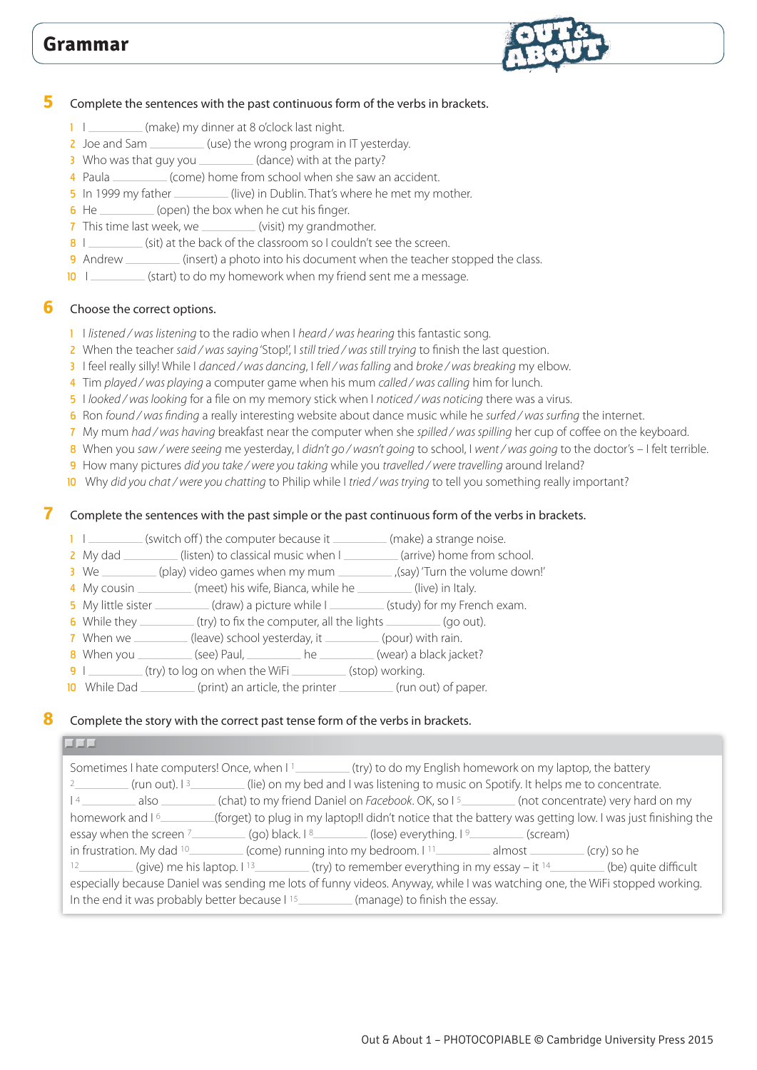## Grammar

**5** Complete the sentences with the past continuous form of the verbs in brackets.

1. I ________ (make) my dinner at 8 o'clock last night.
2. Joe and Sam ________ (use) the wrong program in IT yesterday.
3. Who was that guy you ________ (dance) with at the party?
4. Paula ________ (come) home from school when she saw an accident.
5. In 1999 my father ________ (live) in Dublin. That's where he met my mother.
6. He ________ (open) the box when he cut his finger.
7. This time last week, we ________ (visit) my grandmother.
8. I ________ (sit) at the back of the classroom so I couldn't see the screen.
9. Andrew ________ (insert) a photo into his document when the teacher stopped the class.
10. I ________ (start) to do my homework when my friend sent me a message.

**6** Choose the correct options.

1. I *listened / was listening* to the radio when I *heard / was hearing* this fantastic song.
2. When the teacher *said / was saying* 'Stop!', I *still tried / was still trying* to finish the last question.
3. I feel really silly! While I *danced / was dancing*, I *fell / was falling* and *broke / was breaking* my elbow.
4. Tim *played / was playing* a computer game when his mum *called / was calling* him for lunch.
5. I *looked / was looking* for a file on my memory stick when I *noticed / was noticing* there was a virus.
6. Ron *found / was finding* a really interesting website about dance music while he *surfed / was surfing* the internet.
7. My mum *had / was having* breakfast near the computer when she *spilled / was spilling* her cup of coffee on the keyboard.
8. When you *saw / were seeing* me yesterday, I *didn't go / wasn't going* to school, I *went / was going* to the doctor's – I felt terrible.
9. How many pictures *did you take / were you taking* while you *travelled / were travelling* around Ireland?
10. Why *did you chat / were you chatting* to Philip while I *tried / was trying* to tell you something really important?

**7** Complete the sentences with the past simple or the past continuous form of the verbs in brackets.

1. I ________ (switch off) the computer because it ________ (make) a strange noise.
2. My dad ________ (listen) to classical music when I ________ (arrive) home from school.
3. We ________ (play) video games when my mum ________ ,(say) 'Turn the volume down!'
4. My cousin ________ (meet) his wife, Bianca, while he ________ (live) in Italy.
5. My little sister ________ (draw) a picture while I ________ (study) for my French exam.
6. While they ________ (try) to fix the computer, all the lights ________ (go out).
7. When we ________ (leave) school yesterday, it ________ (pour) with rain.
8. When you ________ (see) Paul, ________ he ________ (wear) a black jacket?
9. I ________ (try) to log on when the WiFi ________ (stop) working.
10. While Dad ________ (print) an article, the printer ________ (run out) of paper.

**8** Complete the story with the correct past tense form of the verbs in brackets.

Sometimes I hate computers! Once, when I [1] ________ (try) to do my English homework on my laptop, the battery [2] ________ (run out). I [3] ________ (lie) on my bed and I was listening to music on Spotify. It helps me to concentrate. I [4] ________ also ________ (chat) to my friend Daniel on *Facebook*. OK, so I [5] ________ (not concentrate) very hard on my homework and I [6] ________ (forget) to plug in my laptop!I didn't notice that the battery was getting low. I was just finishing the essay when the screen [7] ________ (go) black. I [8] ________ (lose) everything. I [9] ________ (scream) in frustration. My dad [10] ________ (come) running into my bedroom. I [11] ________ almost ________ (cry) so he [12] ________ (give) me his laptop. I [13] ________ (try) to remember everything in my essay – it [14] ________ (be) quite difficult especially because Daniel was sending me lots of funny videos. Anyway, while I was watching one, the WiFi stopped working. In the end it was probably better because I [15] ________ (manage) to finish the essay.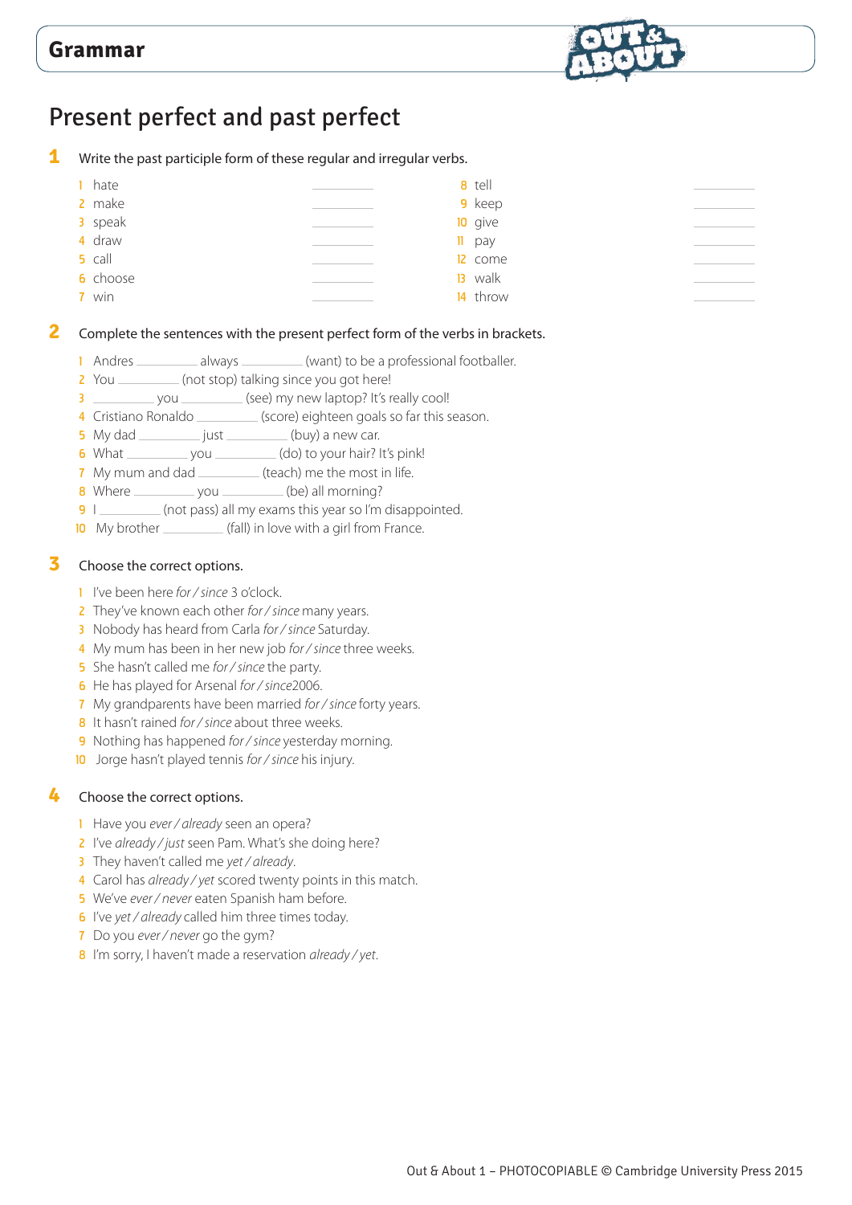# Grammar

## Present perfect and past perfect

**1** Write the past participle form of these regular and irregular verbs.

1 hate __________
2 make __________
3 speak __________
4 draw __________
5 call __________
6 choose __________
7 win __________
8 tell __________
9 keep __________
10 give __________
11 pay __________
12 come __________
13 walk __________
14 throw __________

**2** Complete the sentences with the present perfect form of the verbs in brackets.

1 Andres __________ always __________ (want) to be a professional footballer.
2 You __________ (not stop) talking since you got here!
3 __________ you __________ (see) my new laptop? It's really cool!
4 Cristiano Ronaldo __________ (score) eighteen goals so far this season.
5 My dad __________ just __________ (buy) a new car.
6 What __________ you __________ (do) to your hair? It's pink!
7 My mum and dad __________ (teach) me the most in life.
8 Where __________ you __________ (be) all morning?
9 I __________ (not pass) all my exams this year so I'm disappointed.
10 My brother __________ (fall) in love with a girl from France.

**3** Choose the correct options.

1 I've been here *for / since* 3 o'clock.
2 They've known each other *for / since* many years.
3 Nobody has heard from Carla *for / since* Saturday.
4 My mum has been in her new job *for / since* three weeks.
5 She hasn't called me *for / since* the party.
6 He has played for Arsenal *for / since* 2006.
7 My grandparents have been married *for / since* forty years.
8 It hasn't rained *for / since* about three weeks.
9 Nothing has happened *for / since* yesterday morning.
10 Jorge hasn't played tennis *for / since* his injury.

**4** Choose the correct options.

1 Have you *ever / already* seen an opera?
2 I've *already / just* seen Pam. What's she doing here?
3 They haven't called me *yet / already*.
4 Carol has *already / yet* scored twenty points in this match.
5 We've *ever / never* eaten Spanish ham before.
6 I've *yet / already* called him three times today.
7 Do you *ever / never* go the gym?
8 I'm sorry, I haven't made a reservation *already / yet*.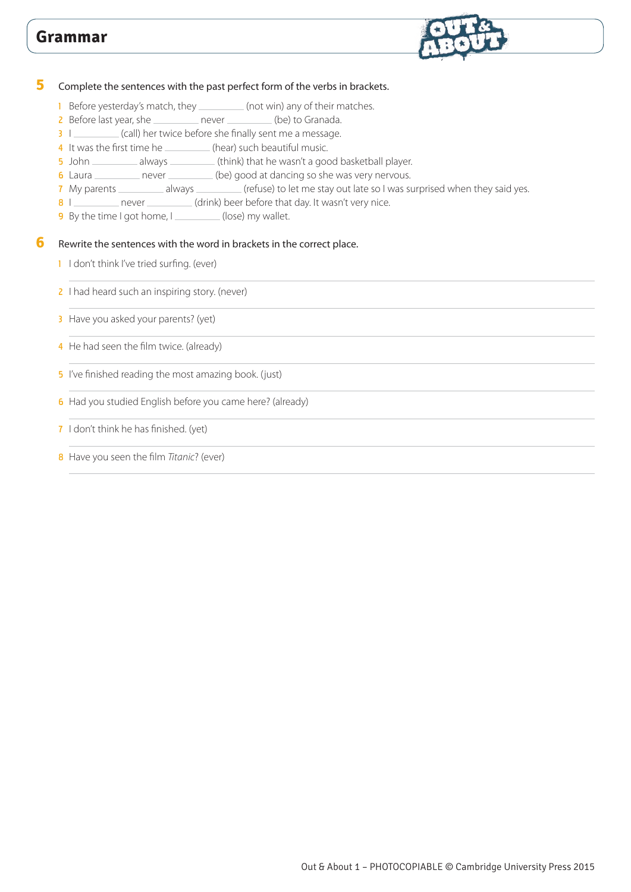## Grammar

**5** Complete the sentences with the past perfect form of the verbs in brackets.

1. Before yesterday's match, they _________ (not win) any of their matches.
2. Before last year, she _________ never _________ (be) to Granada.
3. I _________ (call) her twice before she finally sent me a message.
4. It was the first time he _________ (hear) such beautiful music.
5. John _________ always _________ (think) that he wasn't a good basketball player.
6. Laura _________ never _________ (be) good at dancing so she was very nervous.
7. My parents _________ always _________ (refuse) to let me stay out late so I was surprised when they said yes.
8. I _________ never _________ (drink) beer before that day. It wasn't very nice.
9. By the time I got home, I _________ (lose) my wallet.

**6** Rewrite the sentences with the word in brackets in the correct place.

1. I don't think I've tried surfing. (ever)

   _______________________________________________

2. I had heard such an inspiring story. (never)

   _______________________________________________

3. Have you asked your parents? (yet)

   _______________________________________________

4. He had seen the film twice. (already)

   _______________________________________________

5. I've finished reading the most amazing book. (just)

   _______________________________________________

6. Had you studied English before you came here? (already)

   _______________________________________________

7. I don't think he has finished. (yet)

   _______________________________________________

8. Have you seen the film *Titanic*? (ever)

   _______________________________________________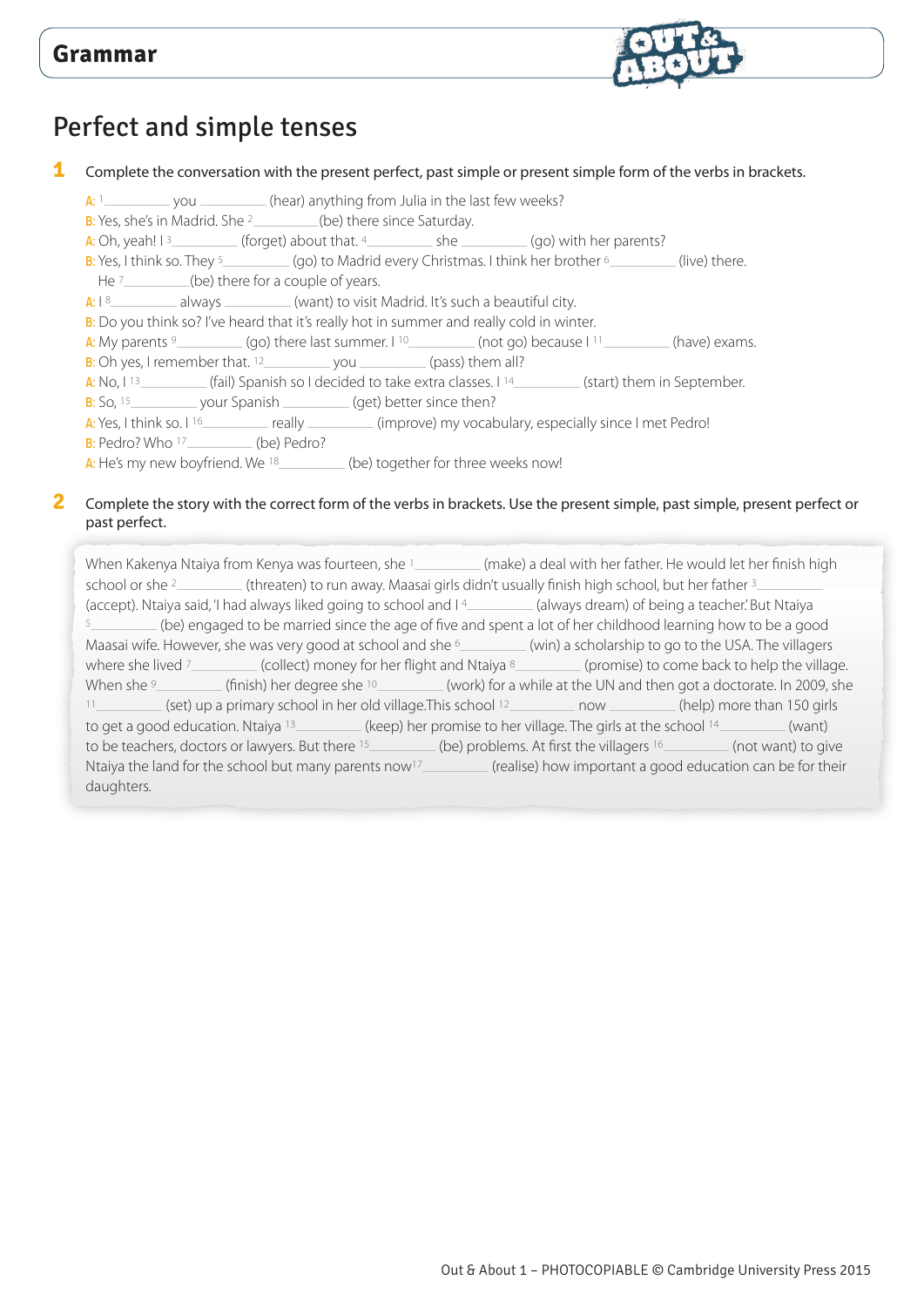**Grammar**

# Perfect and simple tenses

**1** Complete the conversation with the present perfect, past simple or present simple form of the verbs in brackets.

A: [1]________ you ________ (hear) anything from Julia in the last few weeks?
B: Yes, she's in Madrid. She [2]________ (be) there since Saturday.
A: Oh, yeah! I [3]________ (forget) about that. [4]________ she ________ (go) with her parents?
B: Yes, I think so. They [5]________ (go) to Madrid every Christmas. I think her brother [6]________ (live) there. He [7]________ (be) there for a couple of years.
A: I [8]________ always ________ (want) to visit Madrid. It's such a beautiful city.
B: Do you think so? I've heard that it's really hot in summer and really cold in winter.
A: My parents [9]________ (go) there last summer. I [10]________ (not go) because I [11]________ (have) exams.
B: Oh yes, I remember that. [12]________ you ________ (pass) them all?
A: No, I [13]________ (fail) Spanish so I decided to take extra classes. I [14]________ (start) them in September.
B: So, [15]________ your Spanish ________ (get) better since then?
A: Yes, I think so. I [16]________ really ________ (improve) my vocabulary, especially since I met Pedro!
B: Pedro? Who [17]________ (be) Pedro?
A: He's my new boyfriend. We [18]________ (be) together for three weeks now!

**2** Complete the story with the correct form of the verbs in brackets. Use the present simple, past simple, present perfect or past perfect.

When Kakenya Ntaiya from Kenya was fourteen, she [1]________ (make) a deal with her father. He would let her finish high school or she [2]________ (threaten) to run away. Maasai girls didn't usually finish high school, but her father [3]________ (accept). Ntaiya said, 'I had always liked going to school and I [4]________ (always dream) of being a teacher.' But Ntaiya [5]________ (be) engaged to be married since the age of five and spent a lot of her childhood learning how to be a good Maasai wife. However, she was very good at school and she [6]________ (win) a scholarship to go to the USA. The villagers where she lived [7]________ (collect) money for her flight and Ntaiya [8]________ (promise) to come back to help the village. When she [9]________ (finish) her degree she [10]________ (work) for a while at the UN and then got a doctorate. In 2009, she [11]________ (set) up a primary school in her old village.This school [12]________ now ________ (help) more than 150 girls to get a good education. Ntaiya [13]________ (keep) her promise to her village. The girls at the school [14]________ (want) to be teachers, doctors or lawyers. But there [15]________ (be) problems. At first the villagers [16]________ (not want) to give Ntaiya the land for the school but many parents now [17]________ (realise) how important a good education can be for their daughters.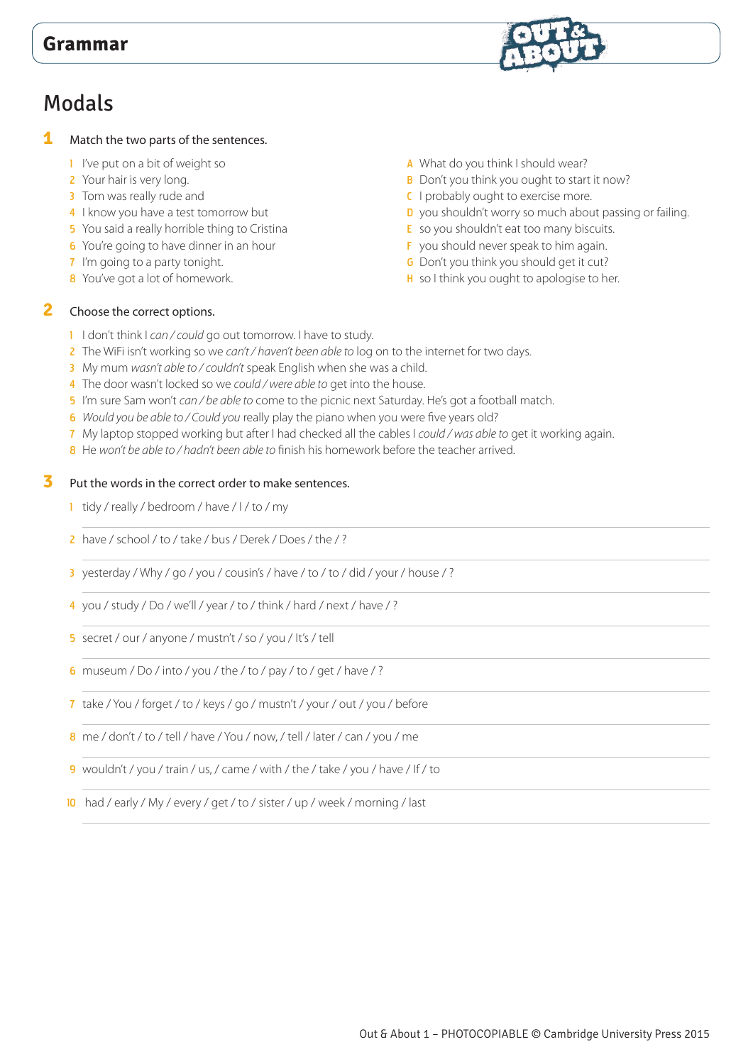# Grammar

## Modals

**1** Match the two parts of the sentences.

1. I've put on a bit of weight so
2. Your hair is very long.
3. Tom was really rude and
4. I know you have a test tomorrow but
5. You said a really horrible thing to Cristina
6. You're going to have dinner in an hour
7. I'm going to a party tonight.
8. You've got a lot of homework.

A. What do you think I should wear?
B. Don't you think you ought to start it now?
C. I probably ought to exercise more.
D. you shouldn't worry so much about passing or failing.
E. so you shouldn't eat too many biscuits.
F. you should never speak to him again.
G. Don't you think you should get it cut?
H. so I think you ought to apologise to her.

**2** Choose the correct options.

1. I don't think I *can / could* go out tomorrow. I have to study.
2. The WiFi isn't working so we *can't / haven't been able to* log on to the internet for two days.
3. My mum *wasn't able to / couldn't* speak English when she was a child.
4. The door wasn't locked so we *could / were able to* get into the house.
5. I'm sure Sam won't *can / be able to* come to the picnic next Saturday. He's got a football match.
6. *Would you be able to / Could you* really play the piano when you were five years old?
7. My laptop stopped working but after I had checked all the cables I *could / was able to* get it working again.
8. He *won't be able to / hadn't been able to* finish his homework before the teacher arrived.

**3** Put the words in the correct order to make sentences.

1. tidy / really / bedroom / have / I / to / my

______________________________

2. have / school / to / take / bus / Derek / Does / the / ?

______________________________

3. yesterday / Why / go / you / cousin's / have / to / to / did / your / house / ?

______________________________

4. you / study / Do / we'll / year / to / think / hard / next / have / ?

______________________________

5. secret / our / anyone / mustn't / so / you / It's / tell

______________________________

6. museum / Do / into / you / the / to / pay / to / get / have / ?

______________________________

7. take / You / forget / to / keys / go / mustn't / your / out / you / before

______________________________

8. me / don't / to / tell / have / You / now, / tell / later / can / you / me

______________________________

9. wouldn't / you / train / us, / came / with / the / take / you / have / If / to

______________________________

10. had / early / My / every / get / to / sister / up / week / morning / last

______________________________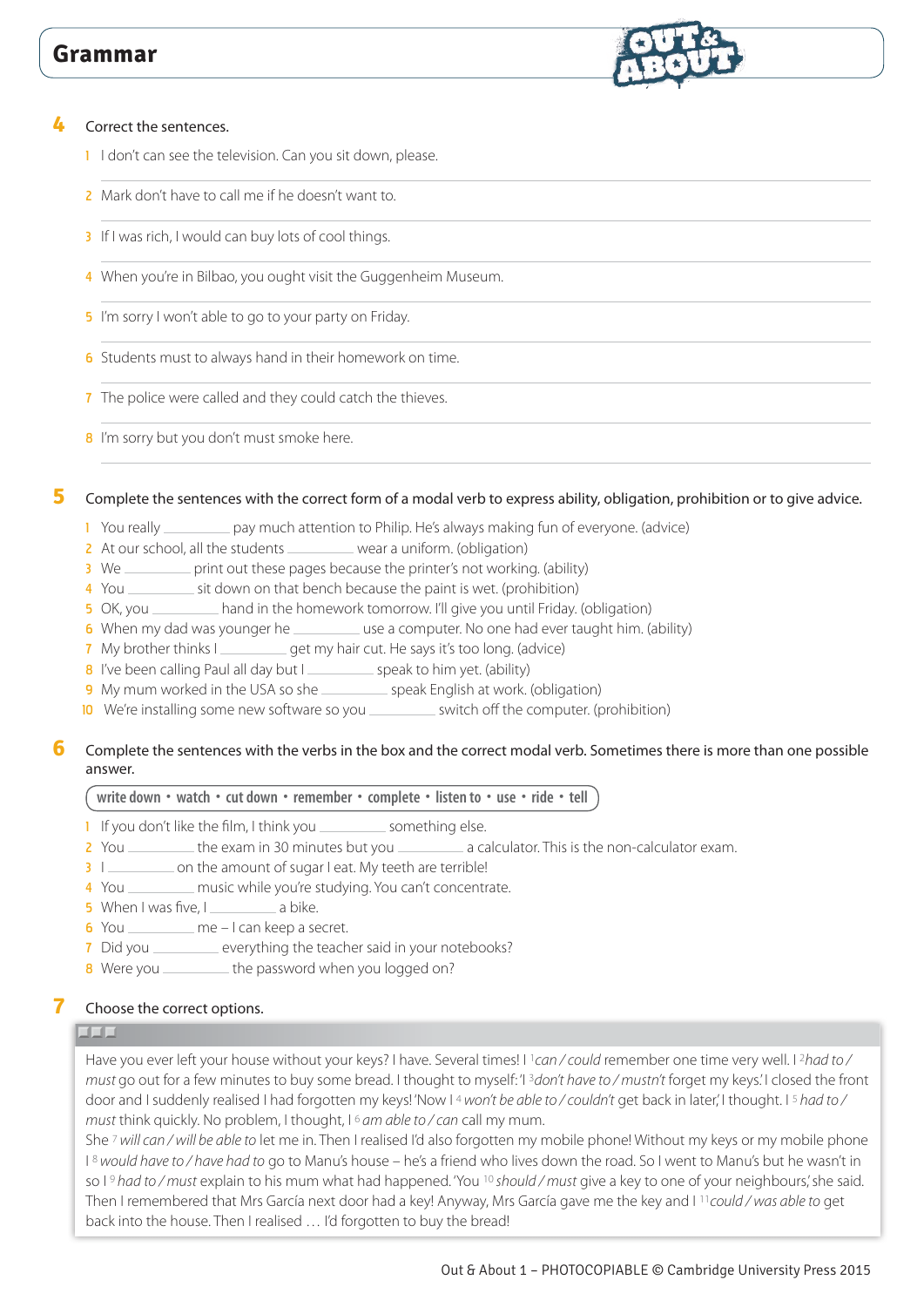# Grammar

**4** Correct the sentences.

1 I don't can see the television. Can you sit down, please.

2 Mark don't have to call me if he doesn't want to.

3 If I was rich, I would can buy lots of cool things.

4 When you're in Bilbao, you ought visit the Guggenheim Museum.

5 I'm sorry I won't able to go to your party on Friday.

6 Students must to always hand in their homework on time.

7 The police were called and they could catch the thieves.

8 I'm sorry but you don't must smoke here.

**5** Complete the sentences with the correct form of a modal verb to express ability, obligation, prohibition or to give advice.

1 You really __________ pay much attention to Philip. He's always making fun of everyone. (advice)
2 At our school, all the students __________ wear a uniform. (obligation)
3 We __________ print out these pages because the printer's not working. (ability)
4 You __________ sit down on that bench because the paint is wet. (prohibition)
5 OK, you __________ hand in the homework tomorrow. I'll give you until Friday. (obligation)
6 When my dad was younger he __________ use a computer. No one had ever taught him. (ability)
7 My brother thinks I __________ get my hair cut. He says it's too long. (advice)
8 I've been calling Paul all day but I __________ speak to him yet. (ability)
9 My mum worked in the USA so she __________ speak English at work. (obligation)
10 We're installing some new software so you __________ switch off the computer. (prohibition)

**6** Complete the sentences with the verbs in the box and the correct modal verb. Sometimes there is more than one possible answer.

**write down • watch • cut down • remember • complete • listen to • use • ride • tell**

1 If you don't like the film, I think you __________ something else.
2 You __________ the exam in 30 minutes but you __________ a calculator. This is the non-calculator exam.
3 I __________ on the amount of sugar I eat. My teeth are terrible!
4 You __________ music while you're studying. You can't concentrate.
5 When I was five, I __________ a bike.
6 You __________ me – I can keep a secret.
7 Did you __________ everything the teacher said in your notebooks?
8 Were you __________ the password when you logged on?

**7** Choose the correct options.

Have you ever left your house without your keys? I have. Several times! I [1] *can / could* remember one time very well. I [2] *had to / must* go out for a few minutes to buy some bread. I thought to myself: 'I [3] *don't have to / mustn't* forget my keys.' I closed the front door and I suddenly realised I had forgotten my keys! 'Now I [4] *won't be able to / couldn't* get back in later,' I thought. I [5] *had to / must* think quickly. No problem, I thought, I [6] *am able to / can* call my mum.
She [7] *will can / will be able to* let me in. Then I realised I'd also forgotten my mobile phone! Without my keys or my mobile phone I [8] *would have to / have had to* go to Manu's house – he's a friend who lives down the road. So I went to Manu's but he wasn't in so I [9] *had to / must* explain to his mum what had happened. 'You [10] *should / must* give a key to one of your neighbours,' she said. Then I remembered that Mrs García next door had a key! Anyway, Mrs García gave me the key and I [11] *could / was able to* get back into the house. Then I realised … I'd forgotten to buy the bread!

Out & About 1 – PHOTOCOPIABLE © Cambridge University Press 2015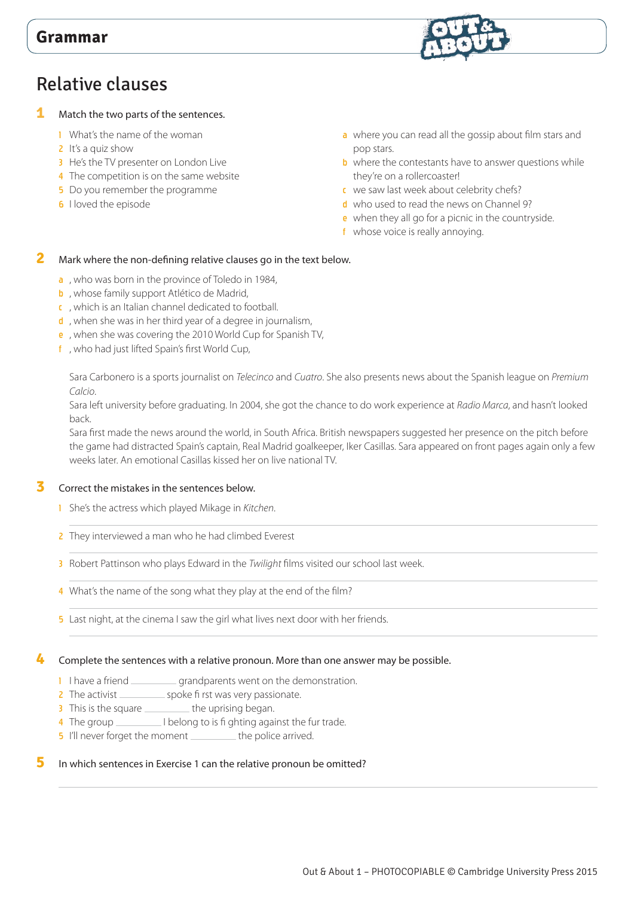## Grammar

# Relative clauses

**1** Match the two parts of the sentences.

1 What's the name of the woman
2 It's a quiz show
3 He's the TV presenter on London Live
4 The competition is on the same website
5 Do you remember the programme
6 I loved the episode

a where you can read all the gossip about film stars and pop stars.
b where the contestants have to answer questions while they're on a rollercoaster!
c we saw last week about celebrity chefs?
d who used to read the news on Channel 9?
e when they all go for a picnic in the countryside.
f whose voice is really annoying.

**2** Mark where the non-defining relative clauses go in the text below.

a , who was born in the province of Toledo in 1984,
b , whose family support Atlético de Madrid,
c , which is an Italian channel dedicated to football.
d , when she was in her third year of a degree in journalism,
e , when she was covering the 2010 World Cup for Spanish TV,
f , who had just lifted Spain's first World Cup,

Sara Carbonero is a sports journalist on *Telecinco* and *Cuatro*. She also presents news about the Spanish league on *Premium Calcio*.
Sara left university before graduating. In 2004, she got the chance to do work experience at *Radio Marca*, and hasn't looked back.
Sara first made the news around the world, in South Africa. British newspapers suggested her presence on the pitch before the game had distracted Spain's captain, Real Madrid goalkeeper, Iker Casillas. Sara appeared on front pages again only a few weeks later. An emotional Casillas kissed her on live national TV.

**3** Correct the mistakes in the sentences below.

1 She's the actress which played Mikage in *Kitchen*.

_______________________________________________

2 They interviewed a man who he had climbed Everest

_______________________________________________

3 Robert Pattinson who plays Edward in the *Twilight* films visited our school last week.

_______________________________________________

4 What's the name of the song what they play at the end of the film?

_______________________________________________

5 Last night, at the cinema I saw the girl what lives next door with her friends.

_______________________________________________

**4** Complete the sentences with a relative pronoun. More than one answer may be possible.

1 I have a friend __________ grandparents went on the demonstration.
2 The activist __________ spoke first was very passionate.
3 This is the square __________ the uprising began.
4 The group __________ I belong to is fighting against the fur trade.
5 I'll never forget the moment __________ the police arrived.

**5** In which sentences in Exercise 1 can the relative pronoun be omitted?

_______________________________________________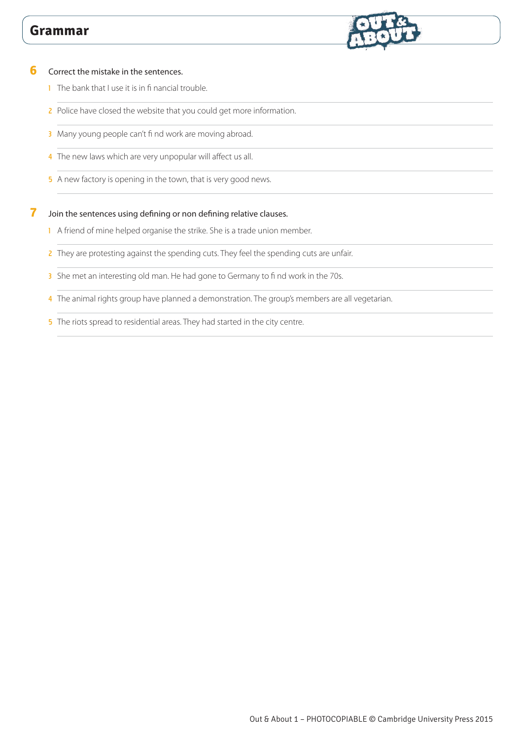## Grammar

**6** Correct the mistake in the sentences.

1. The bank that I use it is in financial trouble.
2. Police have closed the website that you could get more information.
3. Many young people can't find work are moving abroad.
4. The new laws which are very unpopular will affect us all.
5. A new factory is opening in the town, that is very good news.

**7** Join the sentences using defining or non defining relative clauses.

1. A friend of mine helped organise the strike. She is a trade union member.
2. They are protesting against the spending cuts. They feel the spending cuts are unfair.
3. She met an interesting old man. He had gone to Germany to find work in the 70s.
4. The animal rights group have planned a demonstration. The group's members are all vegetarian.
5. The riots spread to residential areas. They had started in the city centre.

Out & About 1 – PHOTOCOPIABLE © Cambridge University Press 2015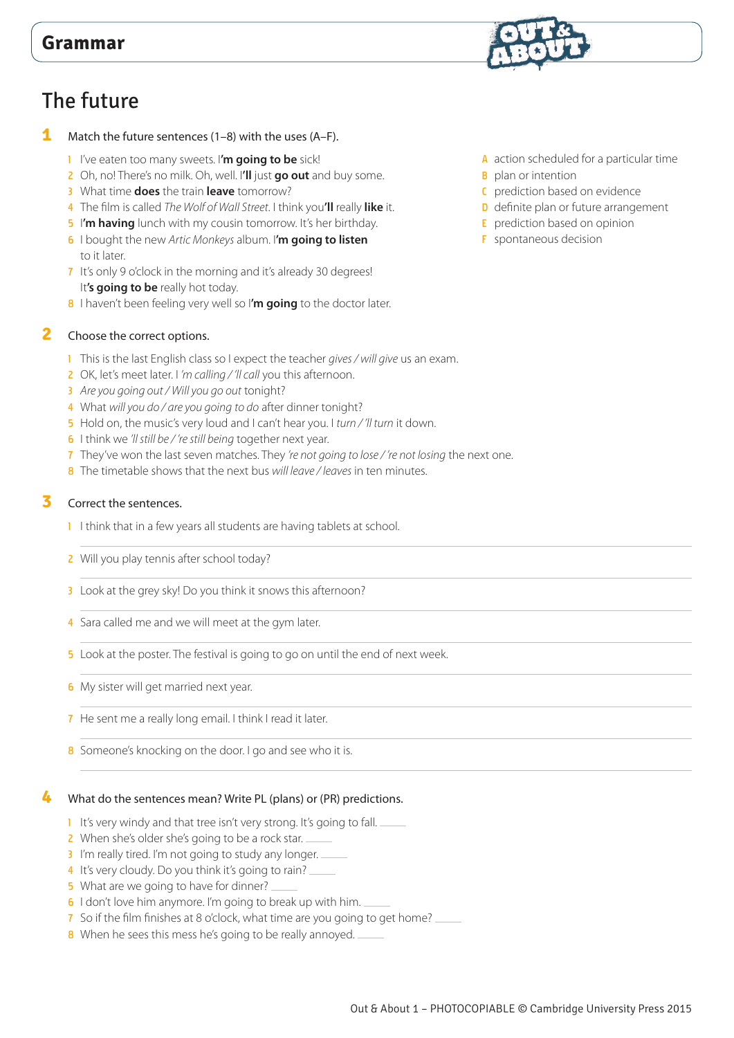# Grammar

## The future

**1** Match the future sentences (1–8) with the uses (A–F).

1 I've eaten too many sweets. I**'m going to be** sick!
2 Oh, no! There's no milk. Oh, well. I**'ll** just **go out** and buy some.
3 What time **does** the train **leave** tomorrow?
4 The film is called *The Wolf of Wall Street*. I think you**'ll** really **like** it.
5 I**'m having** lunch with my cousin tomorrow. It's her birthday.
6 I bought the new *Artic Monkeys* album. I**'m going to listen** to it later.
7 It's only 9 o'clock in the morning and it's already 30 degrees! It**'s going to be** really hot today.
8 I haven't been feeling very well so I**'m going** to the doctor later.

A action scheduled for a particular time
B plan or intention
C prediction based on evidence
D definite plan or future arrangement
E prediction based on opinion
F spontaneous decision

**2** Choose the correct options.

1 This is the last English class so I expect the teacher *gives / will give* us an exam.
2 OK, let's meet later. I *'m calling / 'll call* you this afternoon.
3 *Are you going out / Will you go out* tonight?
4 What *will you do / are you going to do* after dinner tonight?
5 Hold on, the music's very loud and I can't hear you. I *turn / 'll turn* it down.
6 I think we *'ll still be / 're still being* together next year.
7 They've won the last seven matches. They *'re not going to lose / 're not losing* the next one.
8 The timetable shows that the next bus *will leave / leaves* in ten minutes.

**3** Correct the sentences.

1 I think that in a few years all students are having tablets at school.

______

2 Will you play tennis after school today?

______

3 Look at the grey sky! Do you think it snows this afternoon?

______

4 Sara called me and we will meet at the gym later.

______

5 Look at the poster. The festival is going to go on until the end of next week.

______

6 My sister will get married next year.

______

7 He sent me a really long email. I think I read it later.

______

8 Someone's knocking on the door. I go and see who it is.

______

**4** What do the sentences mean? Write PL (plans) or (PR) predictions.

1 It's very windy and that tree isn't very strong. It's going to fall. ______
2 When she's older she's going to be a rock star. ______
3 I'm really tired. I'm not going to study any longer. ______
4 It's very cloudy. Do you think it's going to rain? ______
5 What are we going to have for dinner? ______
6 I don't love him anymore. I'm going to break up with him. ______
7 So if the film finishes at 8 o'clock, what time are you going to get home? ______
8 When he sees this mess he's going to be really annoyed. ______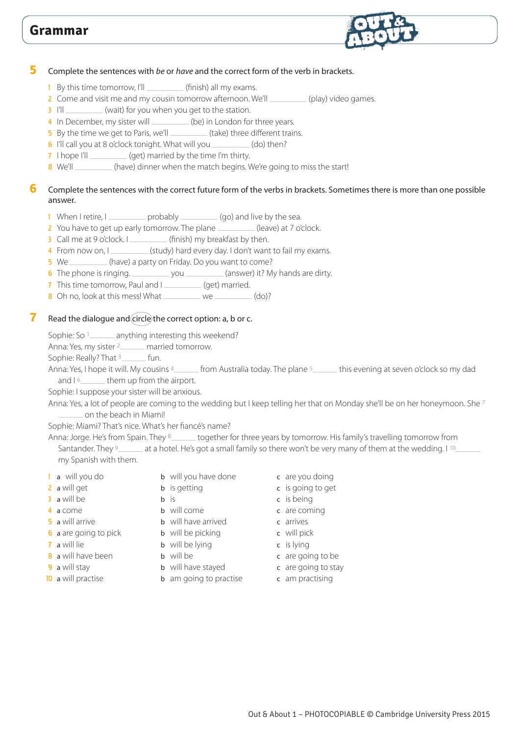# Grammar

**5** Complete the sentences with *be* or *have* and the correct form of the verb in brackets.

1 By this time tomorrow, I'll _________ (finish) all my exams.
2 Come and visit me and my cousin tomorrow afternoon. We'll _________ (play) video games.
3 I'll _________ (wait) for you when you get to the station.
4 In December, my sister will _________ (be) in London for three years.
5 By the time we get to Paris, we'll _________ (take) three different trains.
6 I'll call you at 8 o'clock tonight. What will you _________ (do) then?
7 I hope I'll _________ (get) married by the time I'm thirty.
8 We'll _________ (have) dinner when the match begins. We're going to miss the start!

**6** Complete the sentences with the correct future form of the verbs in brackets. Sometimes there is more than one possible answer.

1 When I retire, I _________ probably _________ (go) and live by the sea.
2 You have to get up early tomorrow. The plane _________ (leave) at 7 o'clock.
3 Call me at 9 o'clock. I _________ (finish) my breakfast by then.
4 From now on, I _________ (study) hard every day. I don't want to fail my exams.
5 We _________ (have) a party on Friday. Do you want to come?
6 The phone is ringing. _________ you _________ (answer) it? My hands are dirty.
7 This time tomorrow, Paul and I _________ (get) married.
8 Oh no, look at this mess! What _________ we _________ (do)?

**7** Read the dialogue and circle the correct option: a, b or c.

Sophie: So [1] _______ anything interesting this weekend?
Anna: Yes, my sister [2] _______ married tomorrow.
Sophie: Really? That [3] _______ fun.
Anna: Yes, I hope it will. My cousins [4] _______ from Australia today. The plane [5] _______ this evening at seven o'clock so my dad and I [6] _______ them up from the airport.
Sophie: I suppose your sister will be anxious.
Anna: Yes, a lot of people are coming to the wedding but I keep telling her that on Monday she'll be on her honeymoon. She [7] _______ on the beach in Miami!
Sophie: Miami? That's nice. What's her fiancé's name?
Anna: Jorge. He's from Spain. They [8] _______ together for three years by tomorrow. His family's travelling tomorrow from Santander. They [9] _______ at a hotel. He's got a small family so there won't be very many of them at the wedding. I [10] _______ my Spanish with them.

| | a | b | c |
|---|---|---|---|
| 1 | will you do | will you have done | are you doing |
| 2 | will get | is getting | is going to get |
| 3 | will be | is | is being |
| 4 | come | will come | are coming |
| 5 | will arrive | will have arrived | arrives |
| 6 | are going to pick | will be picking | will pick |
| 7 | will lie | will be lying | is lying |
| 8 | will have been | will be | are going to be |
| 9 | will stay | will have stayed | are going to stay |
| 10 | will practise | am going to practise | am practising |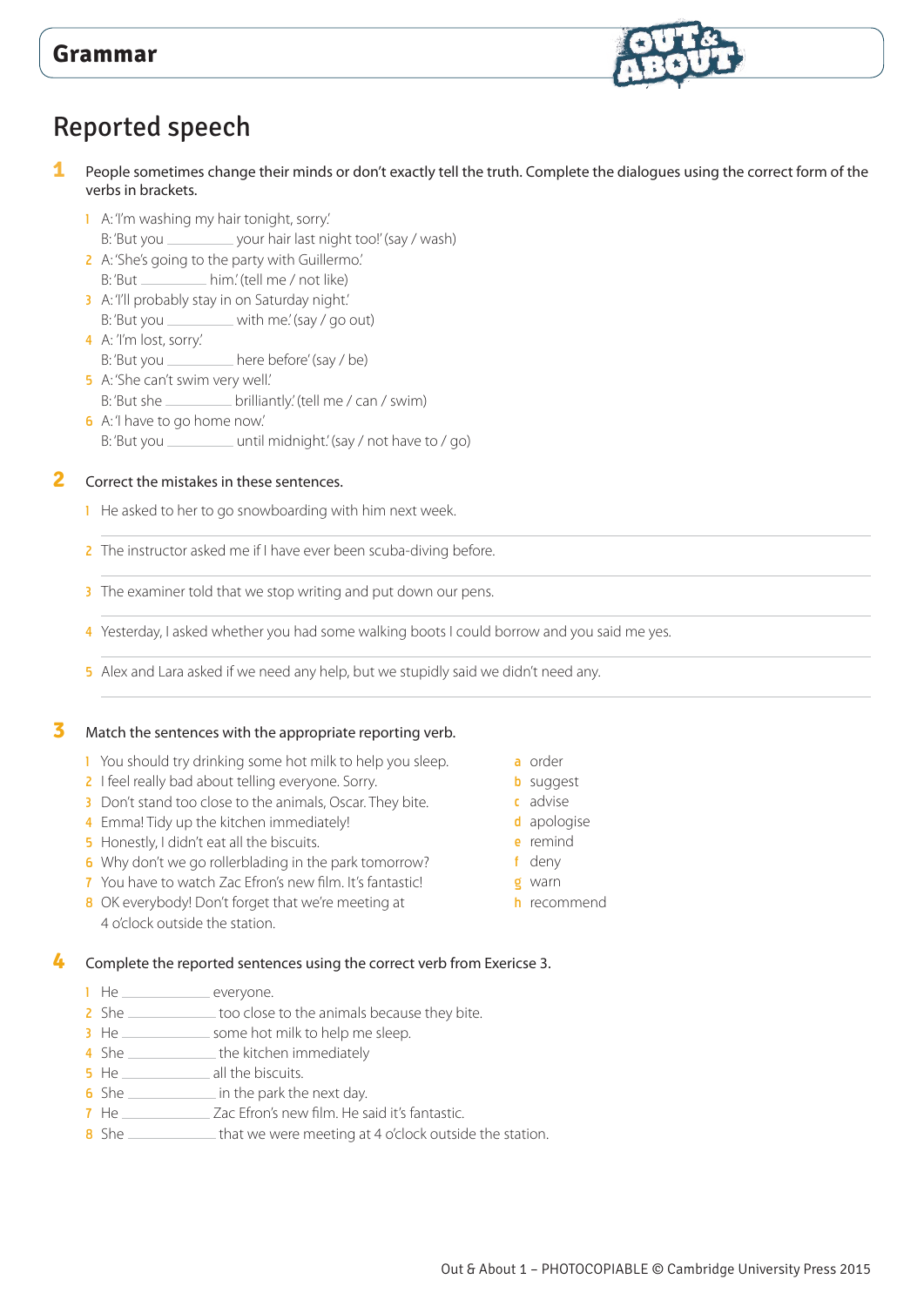## Grammar

# Reported speech

**1** People sometimes change their minds or don't exactly tell the truth. Complete the dialogues using the correct form of the verbs in brackets.

1. A: 'I'm washing my hair tonight, sorry.'
   B: 'But you __________ your hair last night too!' (say / wash)
2. A: 'She's going to the party with Guillermo.'
   B: 'But __________ him.' (tell me / not like)
3. A: 'I'll probably stay in on Saturday night.'
   B: 'But you __________ with me.' (say / go out)
4. A: 'I'm lost, sorry.'
   B: 'But you __________ here before' (say / be)
5. A: 'She can't swim very well.'
   B: 'But she __________ brilliantly.' (tell me / can / swim)
6. A: 'I have to go home now.'
   B: 'But you __________ until midnight.' (say / not have to / go)

**2** Correct the mistakes in these sentences.

1. He asked to her to go snowboarding with him next week.

   ______________________________________________
2. The instructor asked me if I have ever been scuba-diving before.

   ______________________________________________
3. The examiner told that we stop writing and put down our pens.

   ______________________________________________
4. Yesterday, I asked whether you had some walking boots I could borrow and you said me yes.

   ______________________________________________
5. Alex and Lara asked if we need any help, but we stupidly said we didn't need any.

   ______________________________________________

**3** Match the sentences with the appropriate reporting verb.

1. You should try drinking some hot milk to help you sleep.
2. I feel really bad about telling everyone. Sorry.
3. Don't stand too close to the animals, Oscar. They bite.
4. Emma! Tidy up the kitchen immediately!
5. Honestly, I didn't eat all the biscuits.
6. Why don't we go rollerblading in the park tomorrow?
7. You have to watch Zac Efron's new film. It's fantastic!
8. OK everybody! Don't forget that we're meeting at 4 o'clock outside the station.

a. order
b. suggest
c. advise
d. apologise
e. remind
f. deny
g. warn
h. recommend

**4** Complete the reported sentences using the correct verb from Exercise 3.

1. He __________ everyone.
2. She __________ too close to the animals because they bite.
3. He __________ some hot milk to help me sleep.
4. She __________ the kitchen immediately
5. He __________ all the biscuits.
6. She __________ in the park the next day.
7. He __________ Zac Efron's new film. He said it's fantastic.
8. She __________ that we were meeting at 4 o'clock outside the station.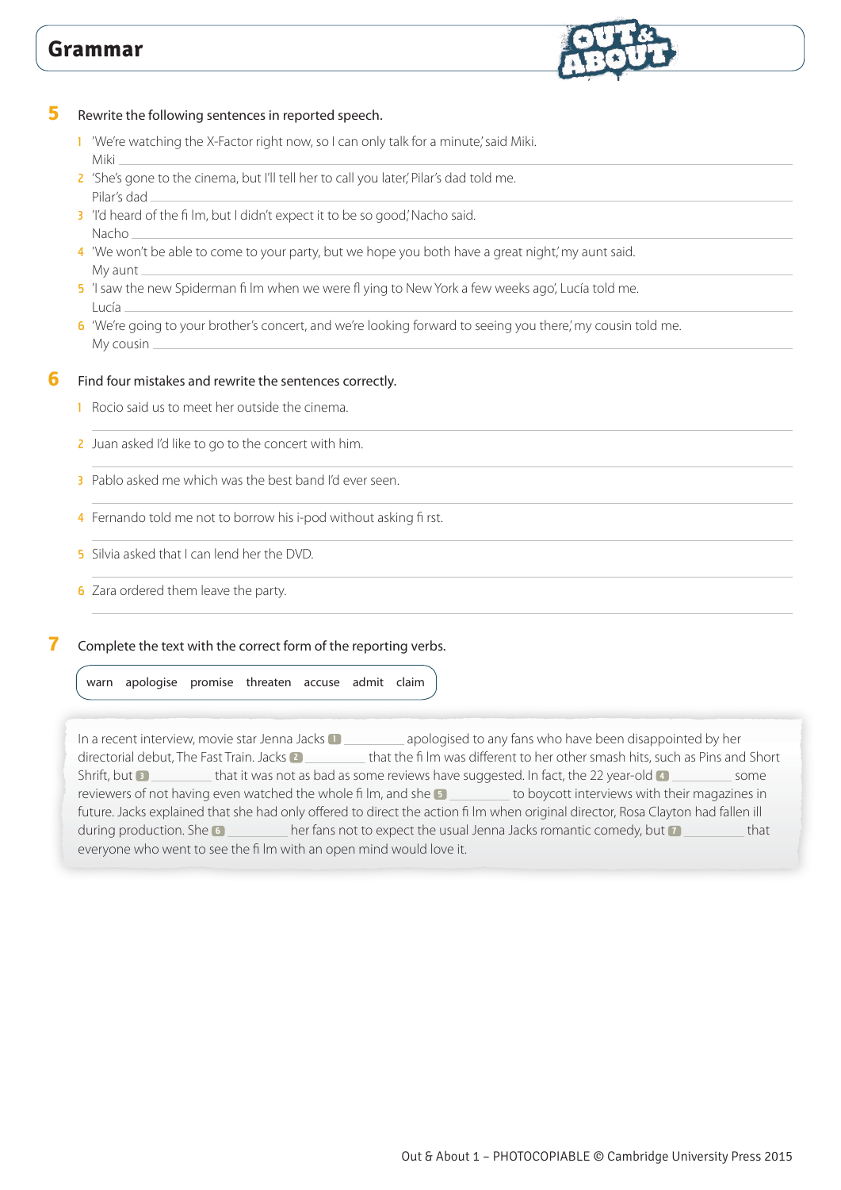## Grammar

**5** Rewrite the following sentences in reported speech.

1. 'We're watching the X-Factor right now, so I can only talk for a minute,' said Miki.
   Miki ______________________________
2. 'She's gone to the cinema, but I'll tell her to call you later,' Pilar's dad told me.
   Pilar's dad ______________________________
3. 'I'd heard of the film, but I didn't expect it to be so good,' Nacho said.
   Nacho ______________________________
4. 'We won't be able to come to your party, but we hope you both have a great night,' my aunt said.
   My aunt ______________________________
5. 'I saw the new Spiderman film when we were flying to New York a few weeks ago,' Lucía told me.
   Lucía ______________________________
6. 'We're going to your brother's concert, and we're looking forward to seeing you there,' my cousin told me.
   My cousin ______________________________

**6** Find four mistakes and rewrite the sentences correctly.

1. Rocio said us to meet her outside the cinema.
   ______________________________
2. Juan asked I'd like to go to the concert with him.
   ______________________________
3. Pablo asked me which was the best band I'd ever seen.
   ______________________________
4. Fernando told me not to borrow his i-pod without asking first.
   ______________________________
5. Silvia asked that I can lend her the DVD.
   ______________________________
6. Zara ordered them leave the party.
   ______________________________

**7** Complete the text with the correct form of the reporting verbs.

warn   apologise   promise   threaten   accuse   admit   claim

In a recent interview, movie star Jenna Jacks **1** __________ apologised to any fans who have been disappointed by her directorial debut, The Fast Train. Jacks **2** __________ that the film was different to her other smash hits, such as Pins and Short Shrift, but **3** __________ that it was not as bad as some reviews have suggested. In fact, the 22 year-old **4** __________ some reviewers of not having even watched the whole film, and she **5** __________ to boycott interviews with their magazines in future. Jacks explained that she had only offered to direct the action film when original director, Rosa Clayton had fallen ill during production. She **6** __________ her fans not to expect the usual Jenna Jacks romantic comedy, but **7** __________ that everyone who went to see the film with an open mind would love it.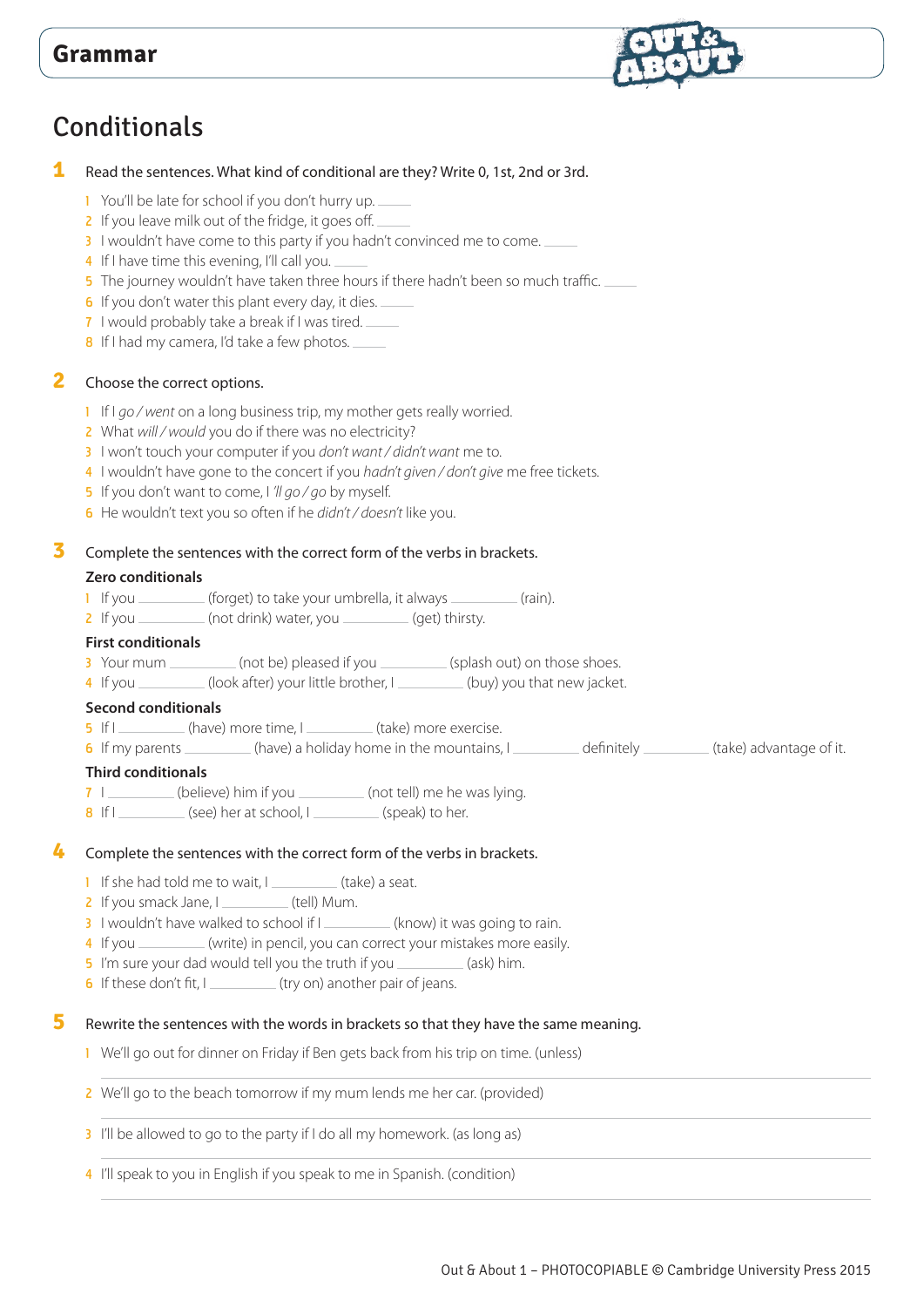# Grammar

## Conditionals

**1** Read the sentences. What kind of conditional are they? Write 0, 1st, 2nd or 3rd.

1. You'll be late for school if you don't hurry up. ____
2. If you leave milk out of the fridge, it goes off. ____
3. I wouldn't have come to this party if you hadn't convinced me to come. ____
4. If I have time this evening, I'll call you. ____
5. The journey wouldn't have taken three hours if there hadn't been so much traffic. ____
6. If you don't water this plant every day, it dies. ____
7. I would probably take a break if I was tired. ____
8. If I had my camera, I'd take a few photos. ____

**2** Choose the correct options.

1. If I *go / went* on a long business trip, my mother gets really worried.
2. What *will / would* you do if there was no electricity?
3. I won't touch your computer if you *don't want / didn't want* me to.
4. I wouldn't have gone to the concert if you *hadn't given / don't give* me free tickets.
5. If you don't want to come, I *'ll go / go* by myself.
6. He wouldn't text you so often if he *didn't / doesn't* like you.

**3** Complete the sentences with the correct form of the verbs in brackets.

**Zero conditionals**

1. If you ________ (forget) to take your umbrella, it always ________ (rain).
2. If you ________ (not drink) water, you ________ (get) thirsty.

**First conditionals**

3. Your mum ________ (not be) pleased if you ________ (splash out) on those shoes.
4. If you ________ (look after) your little brother, I ________ (buy) you that new jacket.

**Second conditionals**

5. If I ________ (have) more time, I ________ (take) more exercise.
6. If my parents ________ (have) a holiday home in the mountains, I ________ definitely ________ (take) advantage of it.

**Third conditionals**

7. I ________ (believe) him if you ________ (not tell) me he was lying.
8. If I ________ (see) her at school, I ________ (speak) to her.

**4** Complete the sentences with the correct form of the verbs in brackets.

1. If she had told me to wait, I ________ (take) a seat.
2. If you smack Jane, I ________ (tell) Mum.
3. I wouldn't have walked to school if I ________ (know) it was going to rain.
4. If you ________ (write) in pencil, you can correct your mistakes more easily.
5. I'm sure your dad would tell you the truth if you ________ (ask) him.
6. If these don't fit, I ________ (try on) another pair of jeans.

**5** Rewrite the sentences with the words in brackets so that they have the same meaning.

1. We'll go out for dinner on Friday if Ben gets back from his trip on time. (unless)

   ______________________________________________

2. We'll go to the beach tomorrow if my mum lends me her car. (provided)

   ______________________________________________

3. I'll be allowed to go to the party if I do all my homework. (as long as)

   ______________________________________________

4. I'll speak to you in English if you speak to me in Spanish. (condition)

   ______________________________________________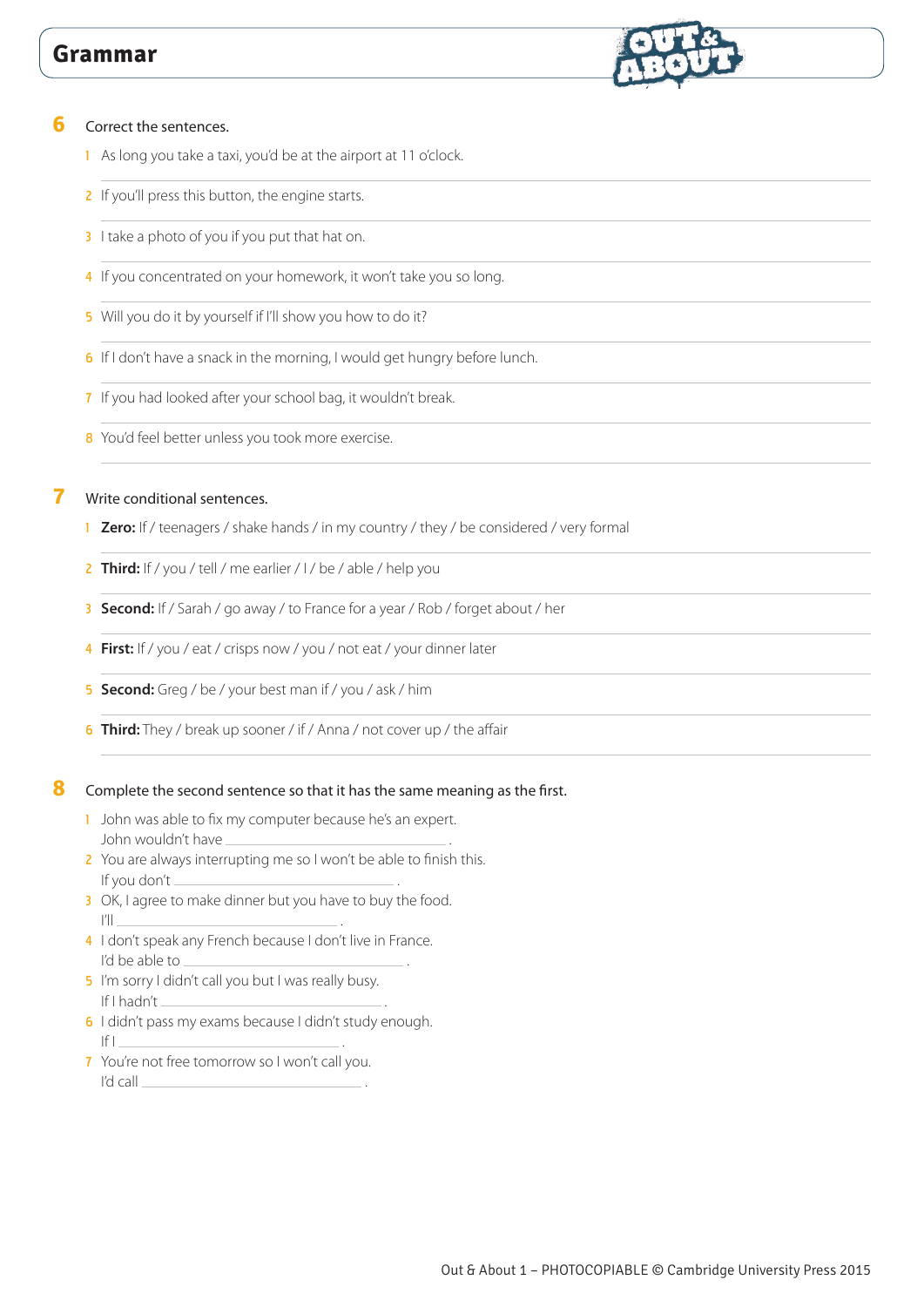## Grammar

**6** Correct the sentences.

1 As long you take a taxi, you'd be at the airport at 11 o'clock.

______________________________________________

2 If you'll press this button, the engine starts.

______________________________________________

3 I take a photo of you if you put that hat on.

______________________________________________

4 If you concentrated on your homework, it won't take you so long.

______________________________________________

5 Will you do it by yourself if I'll show you how to do it?

______________________________________________

6 If I don't have a snack in the morning, I would get hungry before lunch.

______________________________________________

7 If you had looked after your school bag, it wouldn't break.

______________________________________________

8 You'd feel better unless you took more exercise.

______________________________________________

**7** Write conditional sentences.

1 **Zero:** If / teenagers / shake hands / in my country / they / be considered / very formal

______________________________________________

2 **Third:** If / you / tell / me earlier / I / be / able / help you

______________________________________________

3 **Second:** If / Sarah / go away / to France for a year / Rob / forget about / her

______________________________________________

4 **First:** If / you / eat / crisps now / you / not eat / your dinner later

______________________________________________

5 **Second:** Greg / be / your best man if / you / ask / him

______________________________________________

6 **Third:** They / break up sooner / if / Anna / not cover up / the affair

______________________________________________

**8** Complete the second sentence so that it has the same meaning as the first.

1 John was able to fix my computer because he's an expert.
John wouldn't have ______________________________ .

2 You are always interrupting me so I won't be able to finish this.
If you don't ______________________________ .

3 OK, I agree to make dinner but you have to buy the food.
I'll ______________________________ .

4 I don't speak any French because I don't live in France.
I'd be able to ______________________________ .

5 I'm sorry I didn't call you but I was really busy.
If I hadn't ______________________________ .

6 I didn't pass my exams because I didn't study enough.
If I ______________________________ .

7 You're not free tomorrow so I won't call you.
I'd call ______________________________ .

Out & About 1 – PHOTOCOPIABLE © Cambridge University Press 2015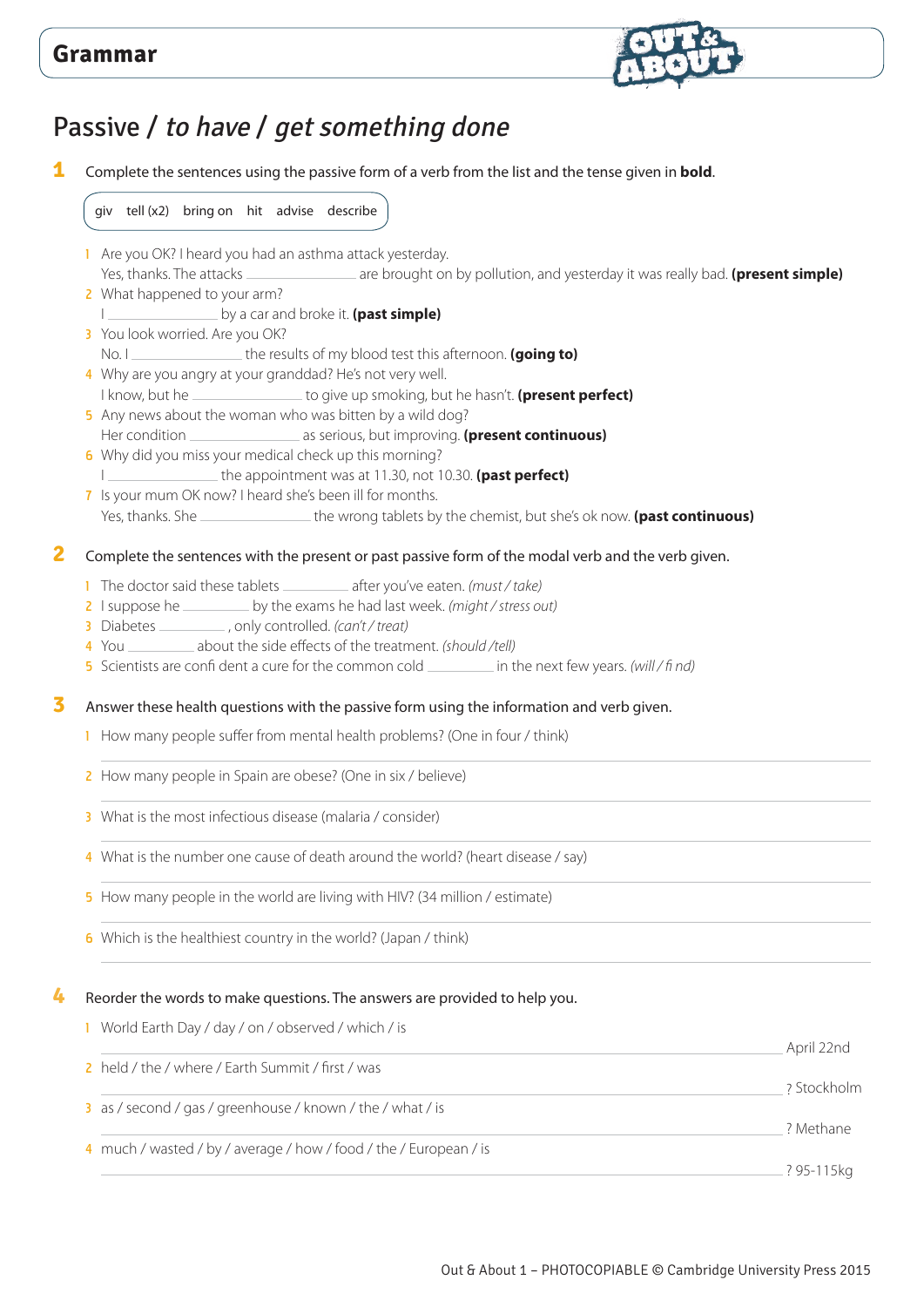## Grammar

# Passive / *to have / get something done*

**1** Complete the sentences using the passive form of a verb from the list and the tense given in **bold**.

giv tell (x2) bring on hit advise describe

1 Are you OK? I heard you had an asthma attack yesterday.
Yes, thanks. The attacks ______________ are brought on by pollution, and yesterday it was really bad. **(present simple)**
2 What happened to your arm?
I ______________ by a car and broke it. **(past simple)**
3 You look worried. Are you OK?
No. I ______________ the results of my blood test this afternoon. **(going to)**
4 Why are you angry at your granddad? He's not very well.
I know, but he ______________ to give up smoking, but he hasn't. **(present perfect)**
5 Any news about the woman who was bitten by a wild dog?
Her condition ______________ as serious, but improving. **(present continuous)**
6 Why did you miss your medical check up this morning?
I ______________ the appointment was at 11.30, not 10.30. **(past perfect)**
7 Is your mum OK now? I heard she's been ill for months.
Yes, thanks. She ______________ the wrong tablets by the chemist, but she's ok now. **(past continuous)**

**2** Complete the sentences with the present or past passive form of the modal verb and the verb given.

1 The doctor said these tablets ________ after you've eaten. *(must / take)*
2 I suppose he ________ by the exams he had last week. *(might / stress out)*
3 Diabetes ________ , only controlled. *(can't / treat)*
4 You ________ about the side effects of the treatment. *(should /tell)*
5 Scientists are confi dent a cure for the common cold ________ in the next few years. *(will / fi nd)*

**3** Answer these health questions with the passive form using the information and verb given.

1 How many people suffer from mental health problems? (One in four / think)
______________________________________________
2 How many people in Spain are obese? (One in six / believe)
______________________________________________
3 What is the most infectious disease (malaria / consider)
______________________________________________
4 What is the number one cause of death around the world? (heart disease / say)
______________________________________________
5 How many people in the world are living with HIV? (34 million / estimate)
______________________________________________
6 Which is the healthiest country in the world? (Japan / think)
______________________________________________

**4** Reorder the words to make questions. The answers are provided to help you.

1 World Earth Day / day / on / observed / which / is
______________________________________________ April 22nd
2 held / the / where / Earth Summit / first / was
______________________________________________ ? Stockholm
3 as / second / gas / greenhouse / known / the / what / is
______________________________________________ ? Methane
4 much / wasted / by / average / how / food / the / European / is
______________________________________________ ? 95-115kg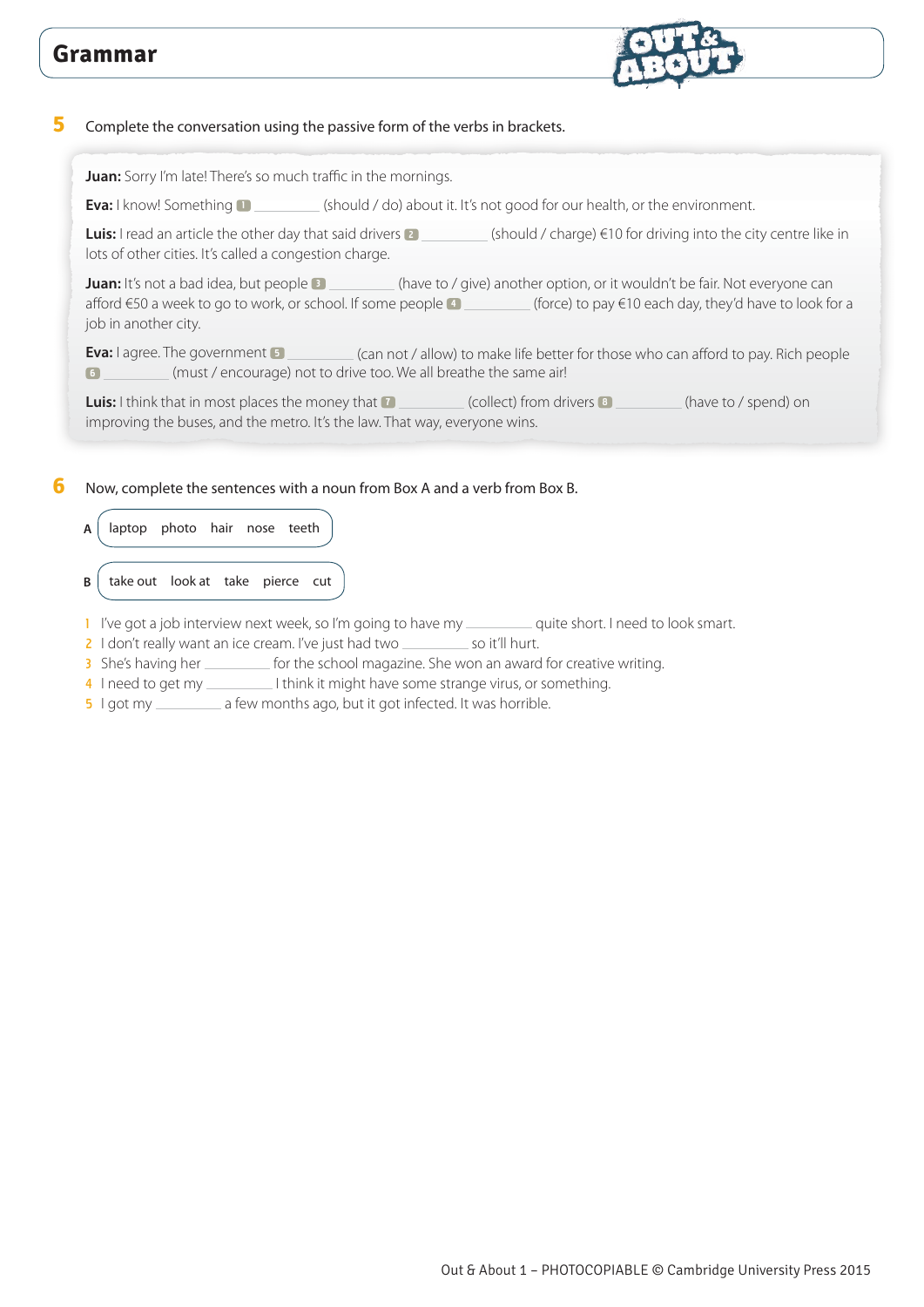## Grammar

**5** Complete the conversation using the passive form of the verbs in brackets.

**Juan:** Sorry I'm late! There's so much traffic in the mornings.

**Eva:** I know! Something 1 ________ (should / do) about it. It's not good for our health, or the environment.

**Luis:** I read an article the other day that said drivers 2 ________ (should / charge) €10 for driving into the city centre like in lots of other cities. It's called a congestion charge.

**Juan:** It's not a bad idea, but people 3 ________ (have to / give) another option, or it wouldn't be fair. Not everyone can afford €50 a week to go to work, or school. If some people 4 ________ (force) to pay €10 each day, they'd have to look for a job in another city.

**Eva:** I agree. The government 5 ________ (can not / allow) to make life better for those who can afford to pay. Rich people 6 ________ (must / encourage) not to drive too. We all breathe the same air!

**Luis:** I think that in most places the money that 7 ________ (collect) from drivers 8 ________ (have to / spend) on improving the buses, and the metro. It's the law. That way, everyone wins.

**6** Now, complete the sentences with a noun from Box A and a verb from Box B.

**A** laptop photo hair nose teeth

**B** take out look at take pierce cut

1 I've got a job interview next week, so I'm going to have my ________ quite short. I need to look smart.
2 I don't really want an ice cream. I've just had two ________ so it'll hurt.
3 She's having her ________ for the school magazine. She won an award for creative writing.
4 I need to get my ________ I think it might have some strange virus, or something.
5 I got my ________ a few months ago, but it got infected. It was horrible.